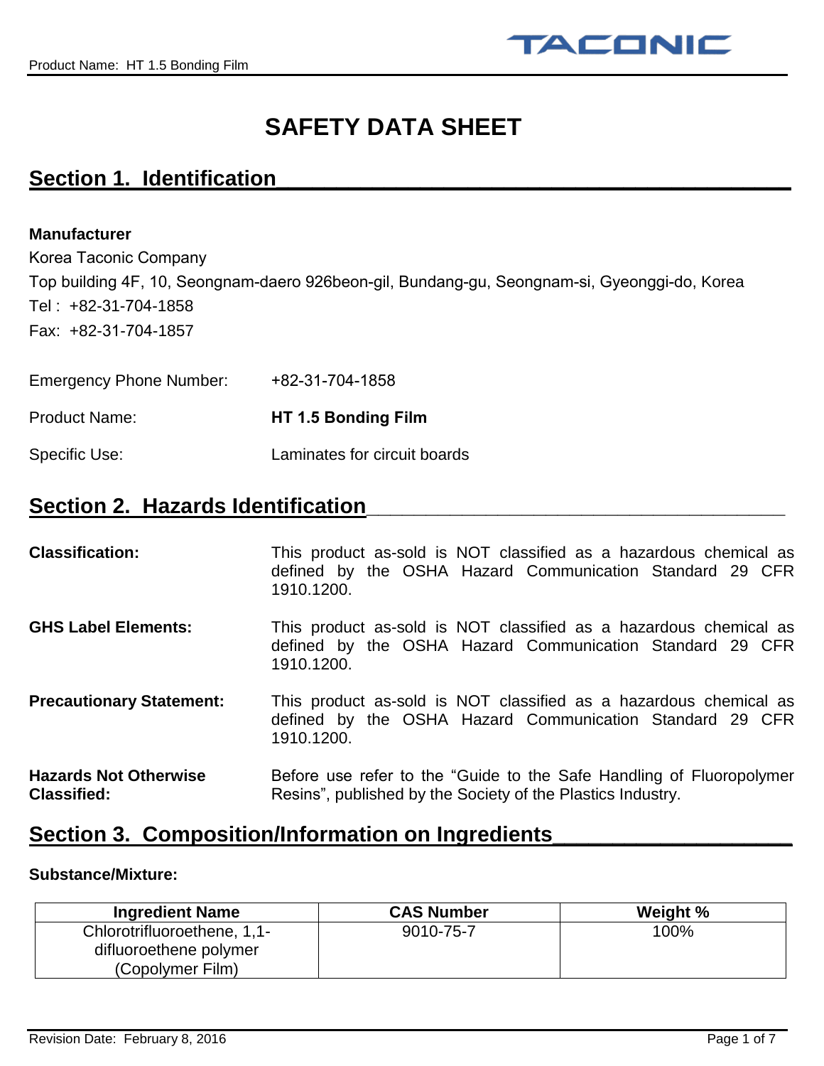# SAFETY DATA SHEET

## Section 1. Identification

**Manufacturer**

Korea Taconic Company

Top building 4F, 10, Seongnam-daero 926beon-gil, Bundang-gu, Seongnam-si, Gyeonggi-do, Korea

Tel : +82-31-704-1858

Fax: +82-31-704-1857

Emergency Phone Number: +82-31-704-1858

Product Name: **HT 1.5 Bonding Film**

Specific Use: Laminates for circuit boards

## Section 2. Hazards Identification

**Classification:** This product as-sold is NOT classified as a hazardous chemical as defined by the OSHA Hazard Communication Standard 29 CFR 1910.1200.

**GHS Label Elements:** This product as-sold is NOT classified as a hazardous chemical as defined by the OSHA Hazard Communication Standard 29 CFR 1910.1200.

**Precautionary Statement:** This product as-sold is NOT classified as a hazardous chemical as defined by the OSHA Hazard Communication Standard 29 CFR 1910.1200.

**Hazards Not Otherwise Classified:** Before use refer to the “Guide to the Safe Handling of Fluoropolymer Resins”, published by the Society of the Plastics Industry.

## Section 3. Composition/Information on Ingredients

**Substance/Mixture:**

| Ingredient Name | CAS Number | Weight % |
|---|---|---|
| Chlorotrifluoroethene, 1,1-difluoroethene polymer (Copolymer Film) | 9010-75-7 | 100% |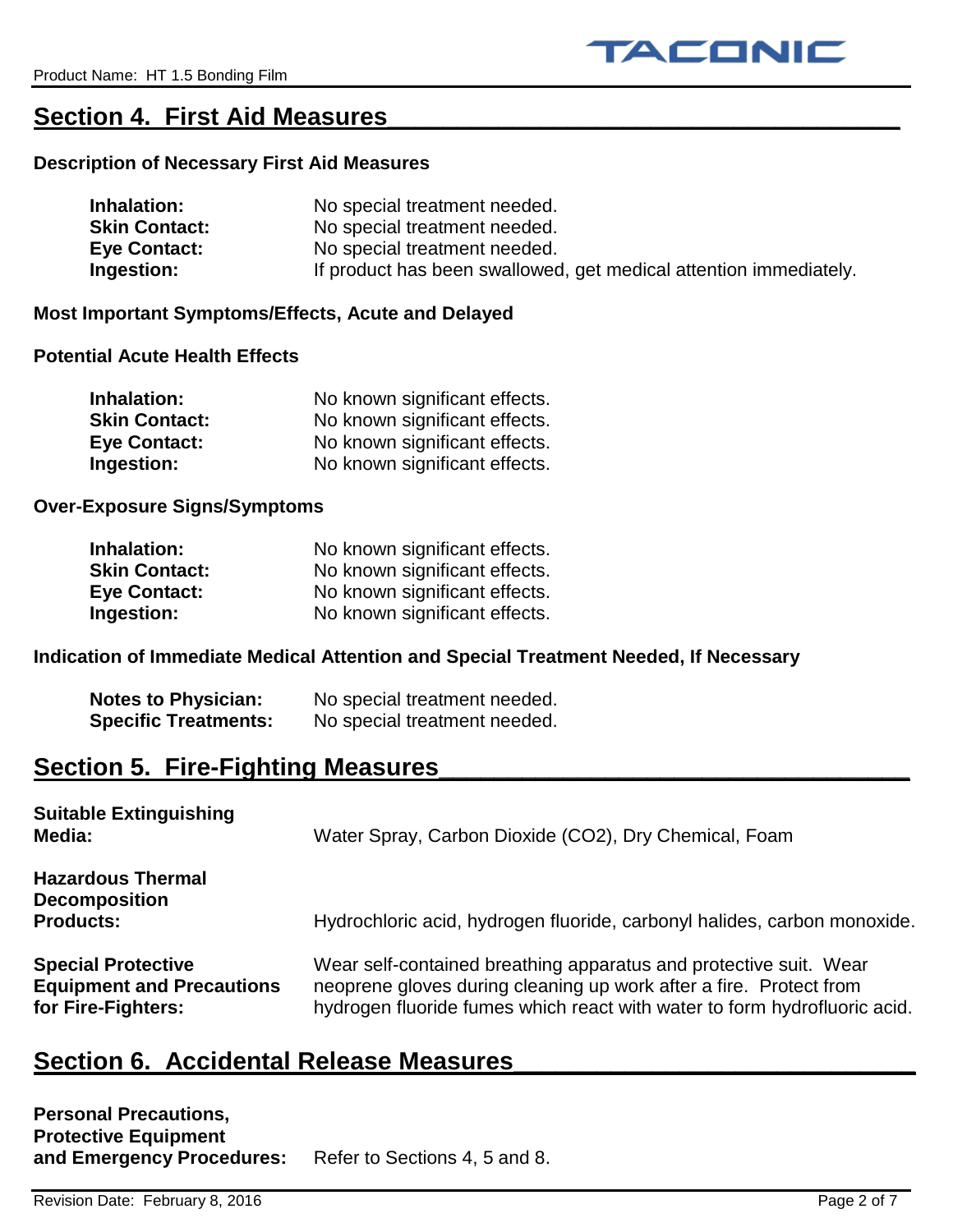## Section 4. First Aid Measures

**Description of Necessary First Aid Measures**

| | |
|---|---|
| **Inhalation:** | No special treatment needed. |
| **Skin Contact:** | No special treatment needed. |
| **Eye Contact:** | No special treatment needed. |
| **Ingestion:** | If product has been swallowed, get medical attention immediately. |

**Most Important Symptoms/Effects, Acute and Delayed**

**Potential Acute Health Effects**

| | |
|---|---|
| **Inhalation:** | No known significant effects. |
| **Skin Contact:** | No known significant effects. |
| **Eye Contact:** | No known significant effects. |
| **Ingestion:** | No known significant effects. |

**Over-Exposure Signs/Symptoms**

| | |
|---|---|
| **Inhalation:** | No known significant effects. |
| **Skin Contact:** | No known significant effects. |
| **Eye Contact:** | No known significant effects. |
| **Ingestion:** | No known significant effects. |

**Indication of Immediate Medical Attention and Special Treatment Needed, If Necessary**

| | |
|---|---|
| **Notes to Physician:** | No special treatment needed. |
| **Specific Treatments:** | No special treatment needed. |

## Section 5. Fire-Fighting Measures

| | |
|---|---|
| **Suitable Extinguishing Media:** | Water Spray, Carbon Dioxide ($CO_2$), Dry Chemical, Foam |
| **Hazardous Thermal Decomposition Products:** | Hydrochloric acid, hydrogen fluoride, carbonyl halides, carbon monoxide. |
| **Special Protective Equipment and Precautions for Fire-Fighters:** | Wear self-contained breathing apparatus and protective suit. Wear neoprene gloves during cleaning up work after a fire. Protect from hydrogen fluoride fumes which react with water to form hydrofluoric acid. |

## Section 6. Accidental Release Measures

| | |
|---|---|
| **Personal Precautions, Protective Equipment and Emergency Procedures:** | Refer to Sections 4, 5 and 8. |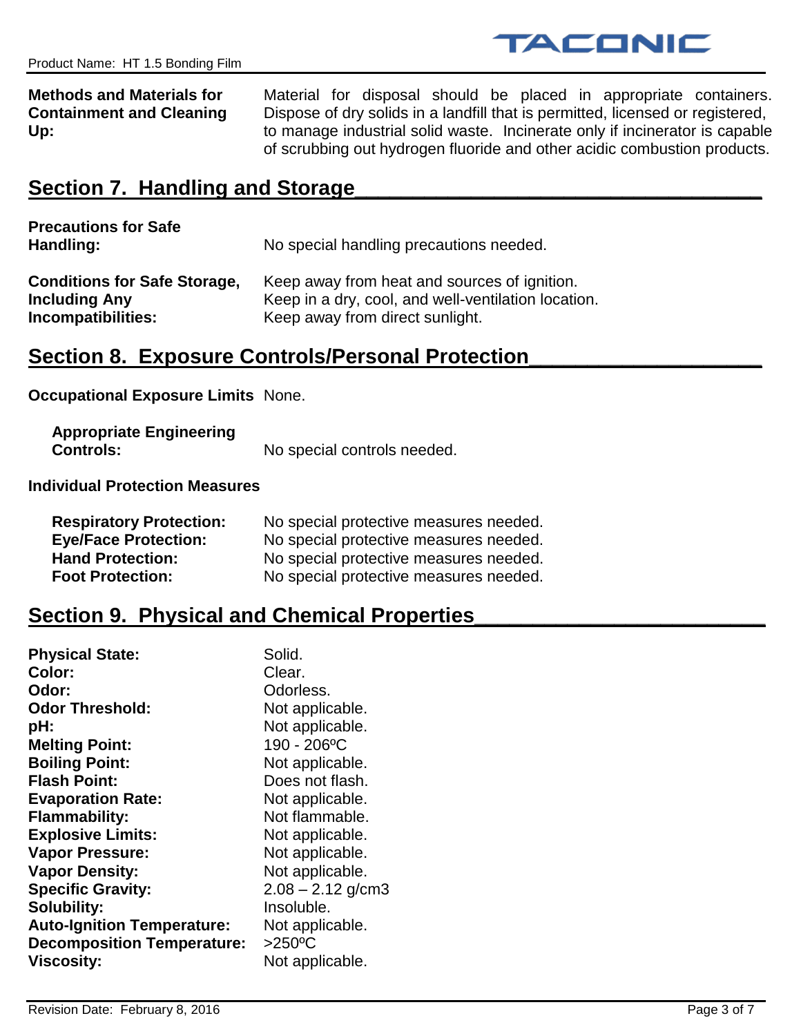**Methods and Materials for Containment and Cleaning Up:** Material for disposal should be placed in appropriate containers. Dispose of dry solids in a landfill that is permitted, licensed or registered, to manage industrial solid waste. Incinerate only if incinerator is capable of scrubbing out hydrogen fluoride and other acidic combustion products.

## Section 7. Handling and Storage

**Precautions for Safe Handling:** No special handling precautions needed.

**Conditions for Safe Storage, Including Any Incompatibilities:** Keep away from heat and sources of ignition. Keep in a dry, cool, and well-ventilation location. Keep away from direct sunlight.

## Section 8. Exposure Controls/Personal Protection

**Occupational Exposure Limits** None.

**Appropriate Engineering Controls:** No special controls needed.

**Individual Protection Measures**

**Respiratory Protection:** No special protective measures needed.
**Eye/Face Protection:** No special protective measures needed.
**Hand Protection:** No special protective measures needed.
**Foot Protection:** No special protective measures needed.

## Section 9. Physical and Chemical Properties

| | |
|---|---|
| **Physical State:** | Solid. |
| **Color:** | Clear. |
| **Odor:** | Odorless. |
| **Odor Threshold:** | Not applicable. |
| **pH:** | Not applicable. |
| **Melting Point:** | 190 - 206ºC |
| **Boiling Point:** | Not applicable. |
| **Flash Point:** | Does not flash. |
| **Evaporation Rate:** | Not applicable. |
| **Flammability:** | Not flammable. |
| **Explosive Limits:** | Not applicable. |
| **Vapor Pressure:** | Not applicable. |
| **Vapor Density:** | Not applicable. |
| **Specific Gravity:** | 2.08 – 2.12 g/cm3 |
| **Solubility:** | Insoluble. |
| **Auto-Ignition Temperature:** | Not applicable. |
| **Decomposition Temperature:** | >250ºC |
| **Viscosity:** | Not applicable. |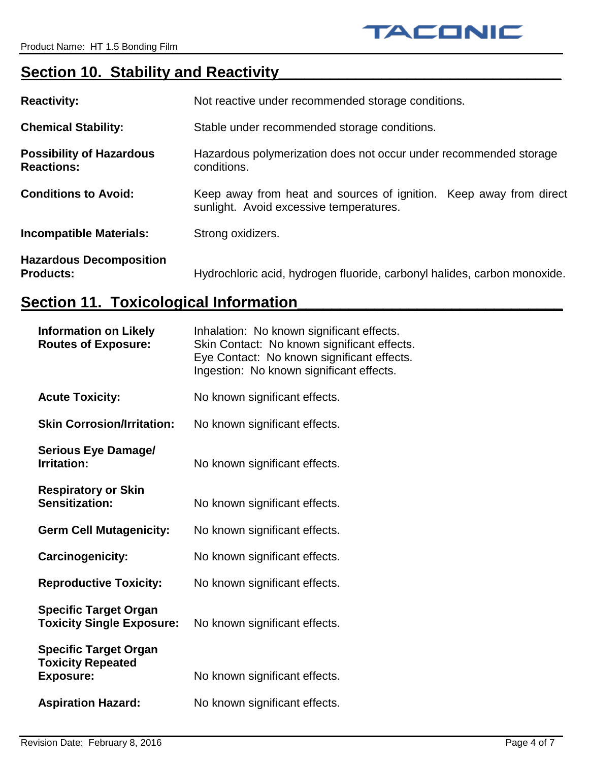## Section 10. Stability and Reactivity

**Reactivity:** Not reactive under recommended storage conditions.

**Chemical Stability:** Stable under recommended storage conditions.

**Possibility of Hazardous Reactions:** Hazardous polymerization does not occur under recommended storage conditions.

**Conditions to Avoid:** Keep away from heat and sources of ignition. Keep away from direct sunlight. Avoid excessive temperatures.

**Incompatible Materials:** Strong oxidizers.

**Hazardous Decomposition Products:** Hydrochloric acid, hydrogen fluoride, carbonyl halides, carbon monoxide.

## Section 11. Toxicological Information

**Information on Likely Routes of Exposure:**
Inhalation: No known significant effects.
Skin Contact: No known significant effects.
Eye Contact: No known significant effects.
Ingestion: No known significant effects.

**Acute Toxicity:** No known significant effects.

**Skin Corrosion/Irritation:** No known significant effects.

**Serious Eye Damage/ Irritation:** No known significant effects.

**Respiratory or Skin Sensitization:** No known significant effects.

**Germ Cell Mutagenicity:** No known significant effects.

**Carcinogenicity:** No known significant effects.

**Reproductive Toxicity:** No known significant effects.

**Specific Target Organ Toxicity Single Exposure:** No known significant effects.

**Specific Target Organ Toxicity Repeated Exposure:** No known significant effects.

**Aspiration Hazard:** No known significant effects.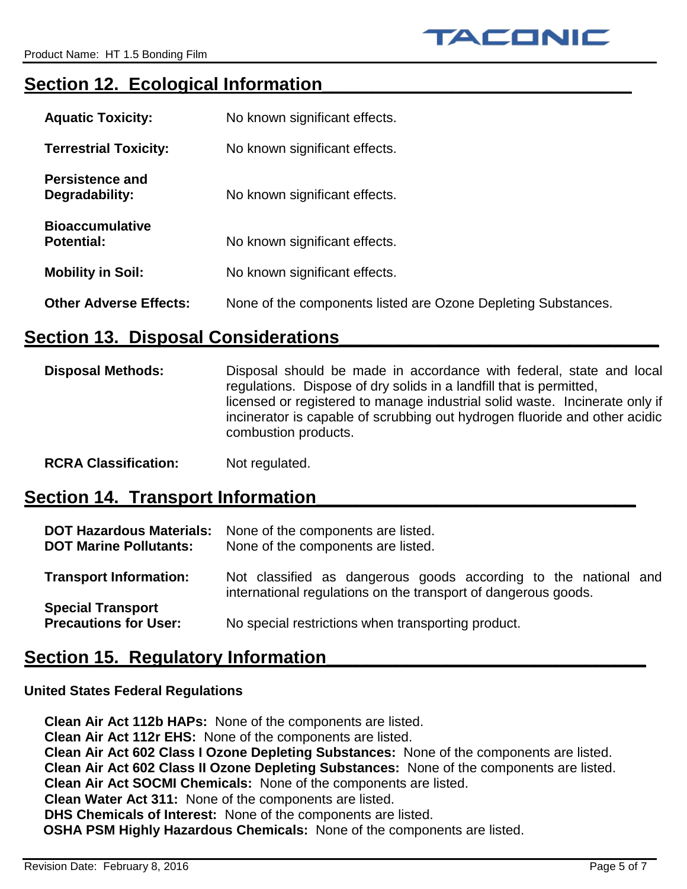## Section 12. Ecological Information

**Aquatic Toxicity:** No known significant effects.

**Terrestrial Toxicity:** No known significant effects.

**Persistence and Degradability:** No known significant effects.

**Bioaccumulative Potential:** No known significant effects.

**Mobility in Soil:** No known significant effects.

**Other Adverse Effects:** None of the components listed are Ozone Depleting Substances.

## Section 13. Disposal Considerations

**Disposal Methods:** Disposal should be made in accordance with federal, state and local regulations. Dispose of dry solids in a landfill that is permitted, licensed or registered to manage industrial solid waste. Incinerate only if incinerator is capable of scrubbing out hydrogen fluoride and other acidic combustion products.

**RCRA Classification:** Not regulated.

## Section 14. Transport Information

**DOT Hazardous Materials:** None of the components are listed.
**DOT Marine Pollutants:** None of the components are listed.

**Transport Information:** Not classified as dangerous goods according to the national and international regulations on the transport of dangerous goods.

**Special Transport Precautions for User:** No special restrictions when transporting product.

## Section 15. Regulatory Information

**United States Federal Regulations**

**Clean Air Act 112b HAPs:** None of the components are listed.
**Clean Air Act 112r EHS:** None of the components are listed.
**Clean Air Act 602 Class I Ozone Depleting Substances:** None of the components are listed.
**Clean Air Act 602 Class II Ozone Depleting Substances:** None of the components are listed.
**Clean Air Act SOCMI Chemicals:** None of the components are listed.
**Clean Water Act 311:** None of the components are listed.
**DHS Chemicals of Interest:** None of the components are listed.
**OSHA PSM Highly Hazardous Chemicals:** None of the components are listed.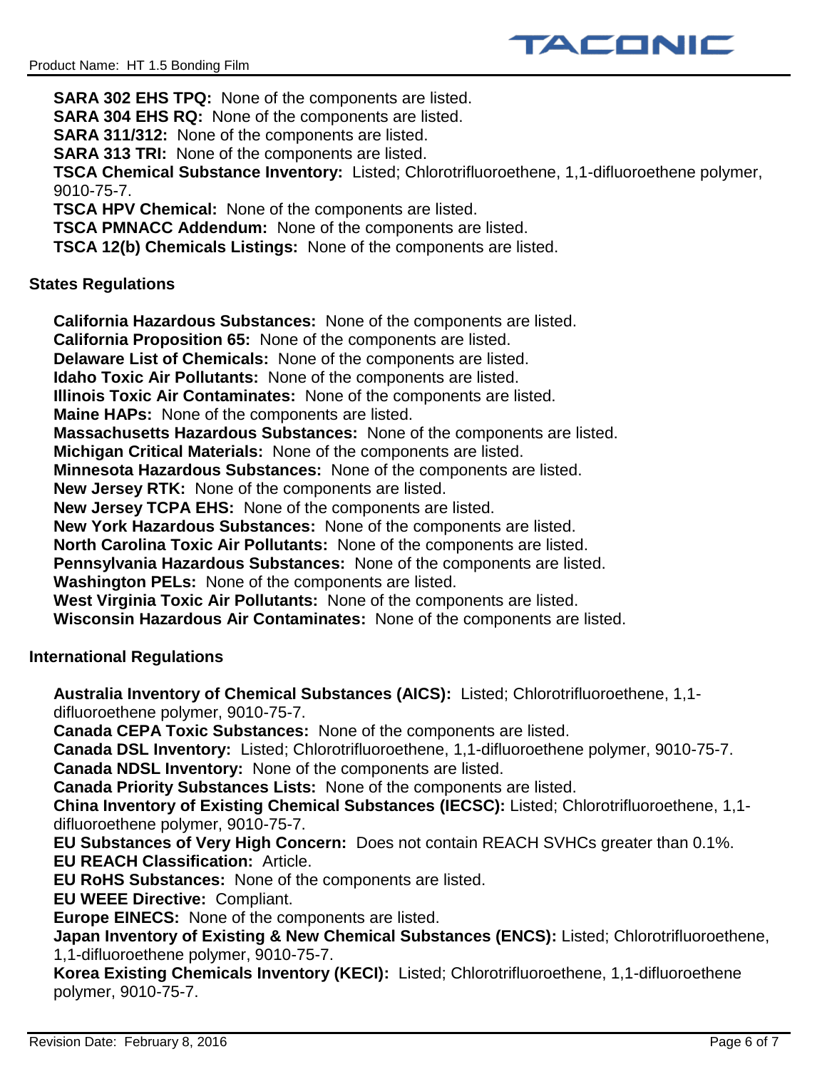**SARA 302 EHS TPQ:** None of the components are listed.
**SARA 304 EHS RQ:** None of the components are listed.
**SARA 311/312:** None of the components are listed.
**SARA 313 TRI:** None of the components are listed.
**TSCA Chemical Substance Inventory:** Listed; Chlorotrifluoroethene, 1,1-difluoroethene polymer, 9010-75-7.
**TSCA HPV Chemical:** None of the components are listed.
**TSCA PMNACC Addendum:** None of the components are listed.
**TSCA 12(b) Chemicals Listings:** None of the components are listed.

**States Regulations**

**California Hazardous Substances:** None of the components are listed.
**California Proposition 65:** None of the components are listed.
**Delaware List of Chemicals:** None of the components are listed.
**Idaho Toxic Air Pollutants:** None of the components are listed.
**Illinois Toxic Air Contaminates:** None of the components are listed.
**Maine HAPs:** None of the components are listed.
**Massachusetts Hazardous Substances:** None of the components are listed.
**Michigan Critical Materials:** None of the components are listed.
**Minnesota Hazardous Substances:** None of the components are listed.
**New Jersey RTK:** None of the components are listed.
**New Jersey TCPA EHS:** None of the components are listed.
**New York Hazardous Substances:** None of the components are listed.
**North Carolina Toxic Air Pollutants:** None of the components are listed.
**Pennsylvania Hazardous Substances:** None of the components are listed.
**Washington PELs:** None of the components are listed.
**West Virginia Toxic Air Pollutants:** None of the components are listed.
**Wisconsin Hazardous Air Contaminates:** None of the components are listed.

**International Regulations**

**Australia Inventory of Chemical Substances (AICS):** Listed; Chlorotrifluoroethene, 1,1-difluoroethene polymer, 9010-75-7.
**Canada CEPA Toxic Substances:** None of the components are listed.
**Canada DSL Inventory:** Listed; Chlorotrifluoroethene, 1,1-difluoroethene polymer, 9010-75-7.
**Canada NDSL Inventory:** None of the components are listed.
**Canada Priority Substances Lists:** None of the components are listed.
**China Inventory of Existing Chemical Substances (IECSC):** Listed; Chlorotrifluoroethene, 1,1-difluoroethene polymer, 9010-75-7.
**EU Substances of Very High Concern:** Does not contain REACH SVHCs greater than 0.1%.
**EU REACH Classification:** Article.
**EU RoHS Substances:** None of the components are listed.
**EU WEEE Directive:** Compliant.
**Europe EINECS:** None of the components are listed.
**Japan Inventory of Existing & New Chemical Substances (ENCS):** Listed; Chlorotrifluoroethene, 1,1-difluoroethene polymer, 9010-75-7.
**Korea Existing Chemicals Inventory (KECI):** Listed; Chlorotrifluoroethene, 1,1-difluoroethene polymer, 9010-75-7.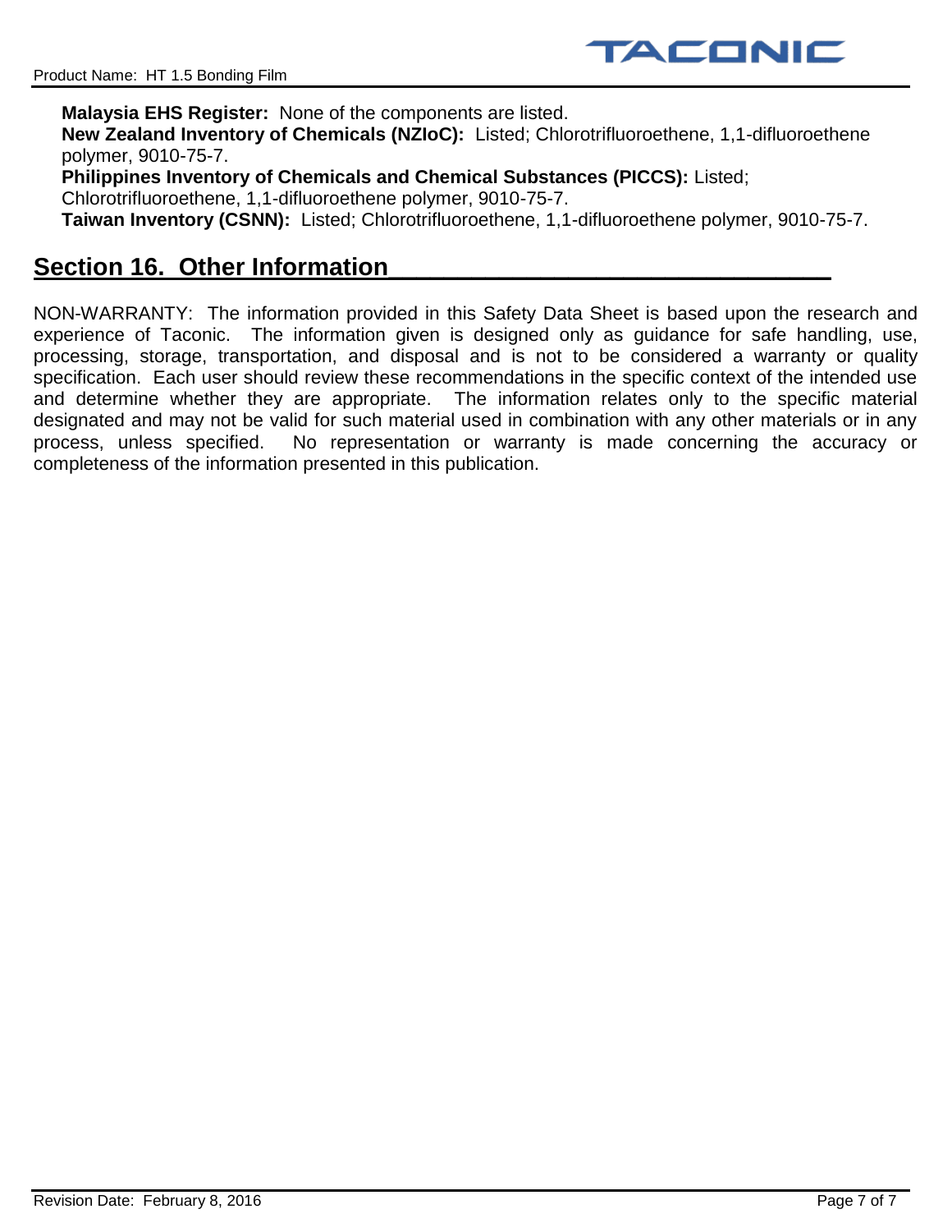**Malaysia EHS Register:** None of the components are listed.
**New Zealand Inventory of Chemicals (NZIoC):** Listed; Chlorotrifluoroethene, 1,1-difluoroethene polymer, 9010-75-7.
**Philippines Inventory of Chemicals and Chemical Substances (PICCS):** Listed; Chlorotrifluoroethene, 1,1-difluoroethene polymer, 9010-75-7.
**Taiwan Inventory (CSNN):** Listed; Chlorotrifluoroethene, 1,1-difluoroethene polymer, 9010-75-7.

## Section 16. Other Information

NON-WARRANTY: The information provided in this Safety Data Sheet is based upon the research and experience of Taconic. The information given is designed only as guidance for safe handling, use, processing, storage, transportation, and disposal and is not to be considered a warranty or quality specification. Each user should review these recommendations in the specific context of the intended use and determine whether they are appropriate. The information relates only to the specific material designated and may not be valid for such material used in combination with any other materials or in any process, unless specified. No representation or warranty is made concerning the accuracy or completeness of the information presented in this publication.